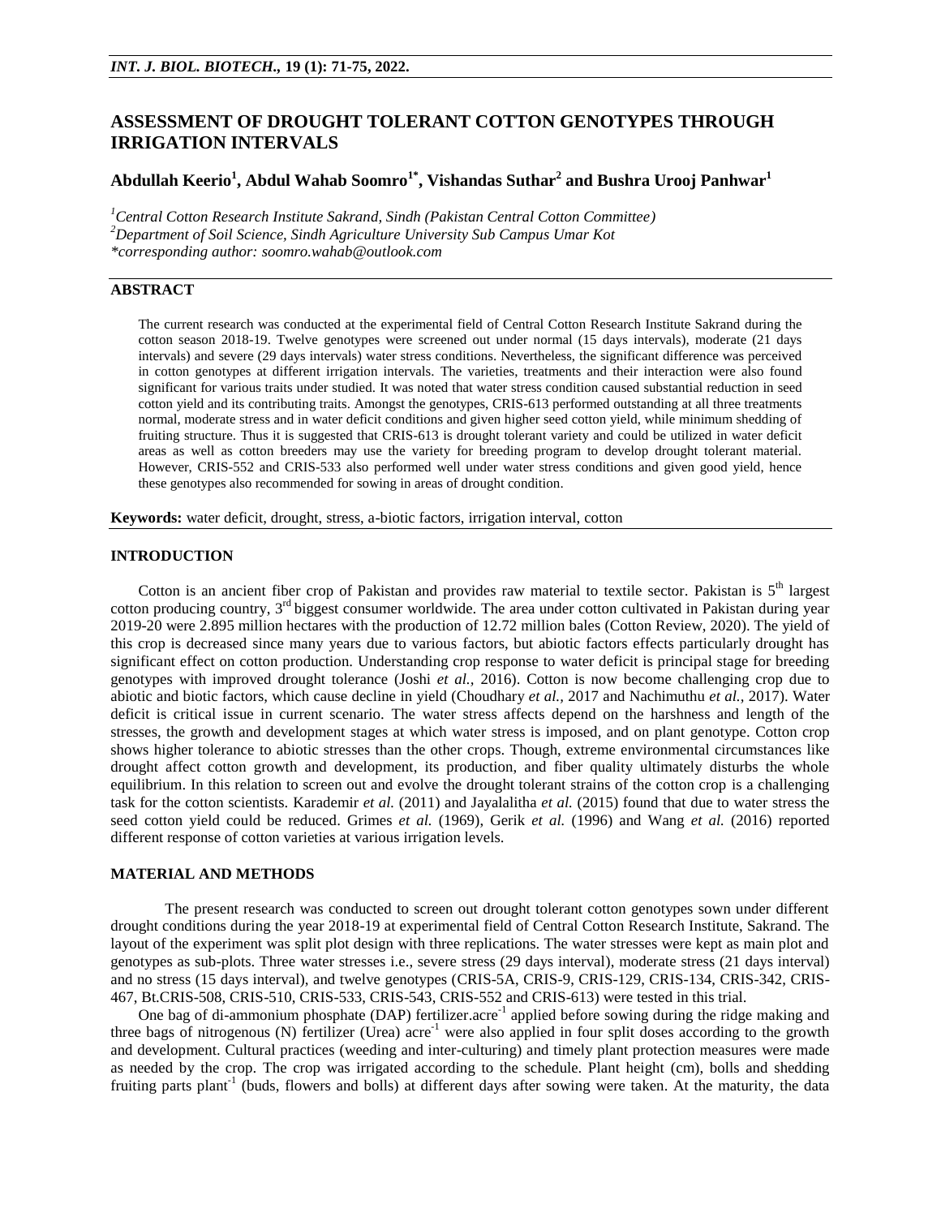# ASSESSMENT OF DROUGHT TOLERANT COTTON GENOTYPES THROUGH IRRIGATION INTERVALS

**Abdullah Keerio[1], Abdul Wahab Soomro[1*], Vishandas Suthar[2] and Bushra Urooj Panhwar[1]**

*[1]Central Cotton Research Institute Sakrand, Sindh (Pakistan Central Cotton Committee)*
*[2]Department of Soil Science, Sindh Agriculture University Sub Campus Umar Kot*
*\*corresponding author: soomro.wahab@outlook.com*

## ABSTRACT

The current research was conducted at the experimental field of Central Cotton Research Institute Sakrand during the cotton season 2018-19. Twelve genotypes were screened out under normal (15 days intervals), moderate (21 days intervals) and severe (29 days intervals) water stress conditions. Nevertheless, the significant difference was perceived in cotton genotypes at different irrigation intervals. The varieties, treatments and their interaction were also found significant for various traits under studied. It was noted that water stress condition caused substantial reduction in seed cotton yield and its contributing traits. Amongst the genotypes, CRIS-613 performed outstanding at all three treatments normal, moderate stress and in water deficit conditions and given higher seed cotton yield, while minimum shedding of fruiting structure. Thus it is suggested that CRIS-613 is drought tolerant variety and could be utilized in water deficit areas as well as cotton breeders may use the variety for breeding program to develop drought tolerant material. However, CRIS-552 and CRIS-533 also performed well under water stress conditions and given good yield, hence these genotypes also recommended for sowing in areas of drought condition.

**Keywords:** water deficit, drought, stress, a-biotic factors, irrigation interval, cotton

## INTRODUCTION

Cotton is an ancient fiber crop of Pakistan and provides raw material to textile sector. Pakistan is 5$^{th}$ largest cotton producing country, 3$^{rd}$ biggest consumer worldwide. The area under cotton cultivated in Pakistan during year 2019-20 were 2.895 million hectares with the production of 12.72 million bales (Cotton Review, 2020). The yield of this crop is decreased since many years due to various factors, but abiotic factors effects particularly drought has significant effect on cotton production. Understanding crop response to water deficit is principal stage for breeding genotypes with improved drought tolerance (Joshi *et al.,* 2016). Cotton is now become challenging crop due to abiotic and biotic factors, which cause decline in yield (Choudhary *et al.*, 2017 and Nachimuthu *et al.*, 2017). Water deficit is critical issue in current scenario. The water stress affects depend on the harshness and length of the stresses, the growth and development stages at which water stress is imposed, and on plant genotype. Cotton crop shows higher tolerance to abiotic stresses than the other crops. Though, extreme environmental circumstances like drought affect cotton growth and development, its production, and fiber quality ultimately disturbs the whole equilibrium. In this relation to screen out and evolve the drought tolerant strains of the cotton crop is a challenging task for the cotton scientists. Karademir *et al.* (2011) and Jayalalitha *et al.* (2015) found that due to water stress the seed cotton yield could be reduced. Grimes *et al.* (1969), Gerik *et al.* (1996) and Wang *et al.* (2016) reported different response of cotton varieties at various irrigation levels.

## MATERIAL AND METHODS

The present research was conducted to screen out drought tolerant cotton genotypes sown under different drought conditions during the year 2018-19 at experimental field of Central Cotton Research Institute, Sakrand. The layout of the experiment was split plot design with three replications. The water stresses were kept as main plot and genotypes as sub-plots. Three water stresses i.e., severe stress (29 days interval), moderate stress (21 days interval) and no stress (15 days interval), and twelve genotypes (CRIS-5A, CRIS-9, CRIS-129, CRIS-134, CRIS-342, CRIS-467, Bt.CRIS-508, CRIS-510, CRIS-533, CRIS-543, CRIS-552 and CRIS-613) were tested in this trial.

One bag of di-ammonium phosphate (DAP) fertilizer.acre$^{-1}$ applied before sowing during the ridge making and three bags of nitrogenous (N) fertilizer (Urea) acre$^{-1}$ were also applied in four split doses according to the growth and development. Cultural practices (weeding and inter-culturing) and timely plant protection measures were made as needed by the crop. The crop was irrigated according to the schedule. Plant height (cm), bolls and shedding fruiting parts plant$^{-1}$ (buds, flowers and bolls) at different days after sowing were taken. At the maturity, the data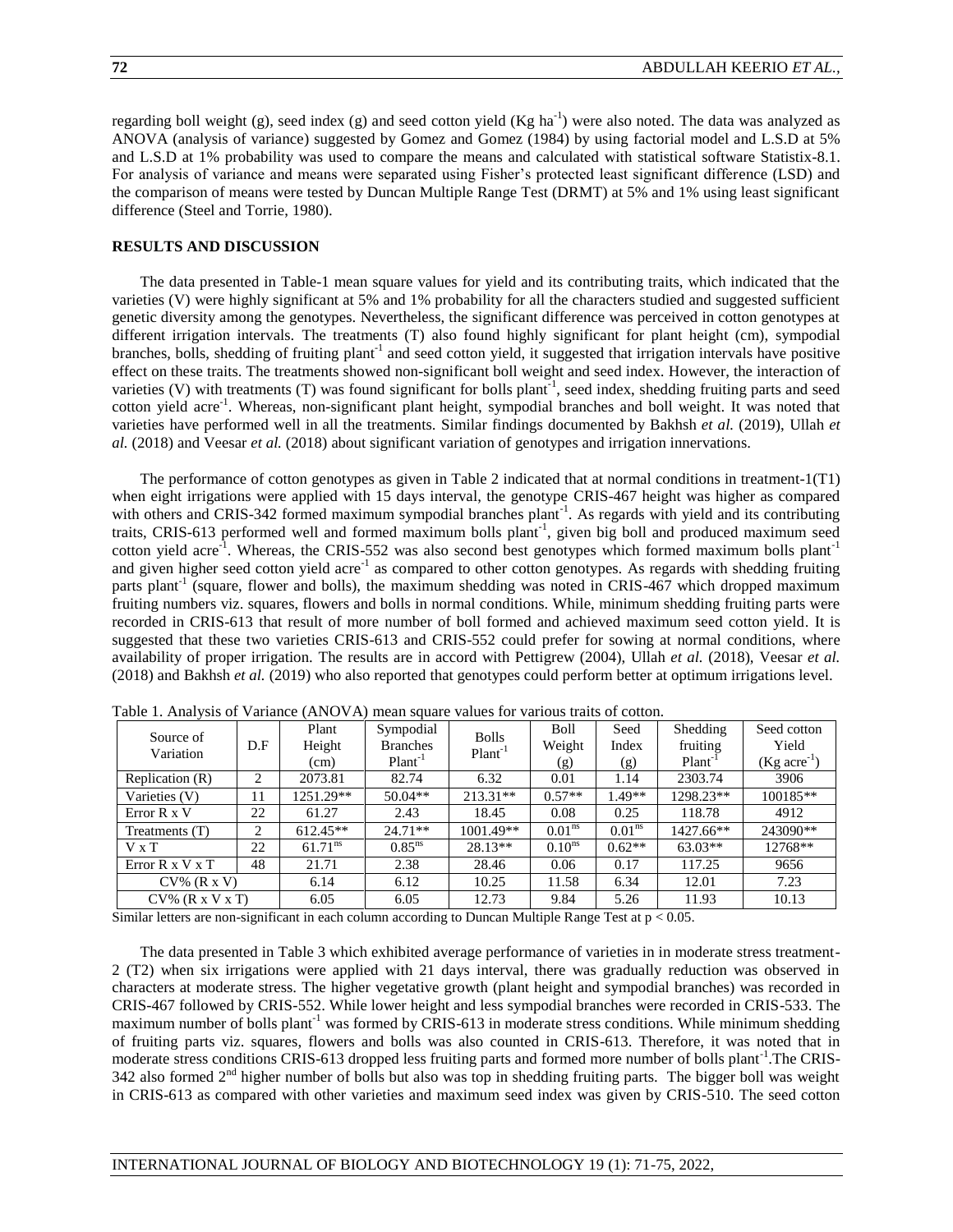regarding boll weight (g), seed index (g) and seed cotton yield (Kg ha$^{-1}$) were also noted. The data was analyzed as ANOVA (analysis of variance) suggested by Gomez and Gomez (1984) by using factorial model and L.S.D at 5% and L.S.D at 1% probability was used to compare the means and calculated with statistical software Statistix-8.1. For analysis of variance and means were separated using Fisher's protected least significant difference (LSD) and the comparison of means were tested by Duncan Multiple Range Test (DRMT) at 5% and 1% using least significant difference (Steel and Torrie, 1980).

## RESULTS AND DISCUSSION

The data presented in Table-1 mean square values for yield and its contributing traits, which indicated that the varieties (V) were highly significant at 5% and 1% probability for all the characters studied and suggested sufficient genetic diversity among the genotypes. Nevertheless, the significant difference was perceived in cotton genotypes at different irrigation intervals. The treatments (T) also found highly significant for plant height (cm), sympodial branches, bolls, shedding of fruiting plant$^{-1}$ and seed cotton yield, it suggested that irrigation intervals have positive effect on these traits. The treatments showed non-significant boll weight and seed index. However, the interaction of varieties (V) with treatments (T) was found significant for bolls plant$^{-1}$, seed index, shedding fruiting parts and seed cotton yield acre$^{-1}$. Whereas, non-significant plant height, sympodial branches and boll weight. It was noted that varieties have performed well in all the treatments. Similar findings documented by Bakhsh *et al.* (2019), Ullah *et al.* (2018) and Veesar *et al.* (2018) about significant variation of genotypes and irrigation innervations.

The performance of cotton genotypes as given in Table 2 indicated that at normal conditions in treatment-1(T1) when eight irrigations were applied with 15 days interval, the genotype CRIS-467 height was higher as compared with others and CRIS-342 formed maximum sympodial branches plant$^{-1}$. As regards with yield and its contributing traits, CRIS-613 performed well and formed maximum bolls plant$^{-1}$, given big boll and produced maximum seed cotton yield acre$^{-1}$. Whereas, the CRIS-552 was also second best genotypes which formed maximum bolls plant$^{-1}$ and given higher seed cotton yield acre$^{-1}$ as compared to other cotton genotypes. As regards with shedding fruiting parts plant$^{-1}$ (square, flower and bolls), the maximum shedding was noted in CRIS-467 which dropped maximum fruiting numbers viz. squares, flowers and bolls in normal conditions. While, minimum shedding fruiting parts were recorded in CRIS-613 that result of more number of boll formed and achieved maximum seed cotton yield. It is suggested that these two varieties CRIS-613 and CRIS-552 could prefer for sowing at normal conditions, where availability of proper irrigation. The results are in accord with Pettigrew (2004), Ullah *et al.* (2018), Veesar *et al.* (2018) and Bakhsh *et al.* (2019) who also reported that genotypes could perform better at optimum irrigations level.

Table 1. Analysis of Variance (ANOVA) mean square values for various traits of cotton.

| Source of Variation | D.F | Plant Height (cm) | Sympodial Branches Plant$^{-1}$ | Bolls Plant$^{-1}$ | Boll Weight (g) | Seed Index (g) | Shedding fruiting Plant$^{-1}$ | Seed cotton Yield (Kg acre$^{-1}$) |
|---|---|---|---|---|---|---|---|---|
| Replication (R) | 2 | 2073.81 | 82.74 | 6.32 | 0.01 | 1.14 | 2303.74 | 3906 |
| Varieties (V) | 11 | 1251.29** | 50.04** | 213.31** | 0.57** | 1.49** | 1298.23** | 100185** |
| Error R x V | 22 | 61.27 | 2.43 | 18.45 | 0.08 | 0.25 | 118.78 | 4912 |
| Treatments (T) | 2 | 612.45** | 24.71** | 1001.49** | 0.01$^{ns}$ | 0.01$^{ns}$ | 1427.66** | 243090** |
| V x T | 22 | 61.71$^{ns}$ | 0.85$^{ns}$ | 28.13** | 0.10$^{ns}$ | 0.62** | 63.03** | 12768** |
| Error R x V x T | 48 | 21.71 | 2.38 | 28.46 | 0.06 | 0.17 | 117.25 | 9656 |
| CV% (R x V) | | 6.14 | 6.12 | 10.25 | 11.58 | 6.34 | 12.01 | 7.23 |
| CV% (R x V x T) | | 6.05 | 6.05 | 12.73 | 9.84 | 5.26 | 11.93 | 10.13 |

Similar letters are non-significant in each column according to Duncan Multiple Range Test at $p < 0.05$.

The data presented in Table 3 which exhibited average performance of varieties in in moderate stress treatment-2 (T2) when six irrigations were applied with 21 days interval, there was gradually reduction was observed in characters at moderate stress. The higher vegetative growth (plant height and sympodial branches) was recorded in CRIS-467 followed by CRIS-552. While lower height and less sympodial branches were recorded in CRIS-533. The maximum number of bolls plant$^{-1}$ was formed by CRIS-613 in moderate stress conditions. While minimum shedding of fruiting parts viz. squares, flowers and bolls was also counted in CRIS-613. Therefore, it was noted that in moderate stress conditions CRIS-613 dropped less fruiting parts and formed more number of bolls plant$^{-1}$.The CRIS-342 also formed 2$^{nd}$ higher number of bolls but also was top in shedding fruiting parts. The bigger boll was weight in CRIS-613 as compared with other varieties and maximum seed index was given by CRIS-510. The seed cotton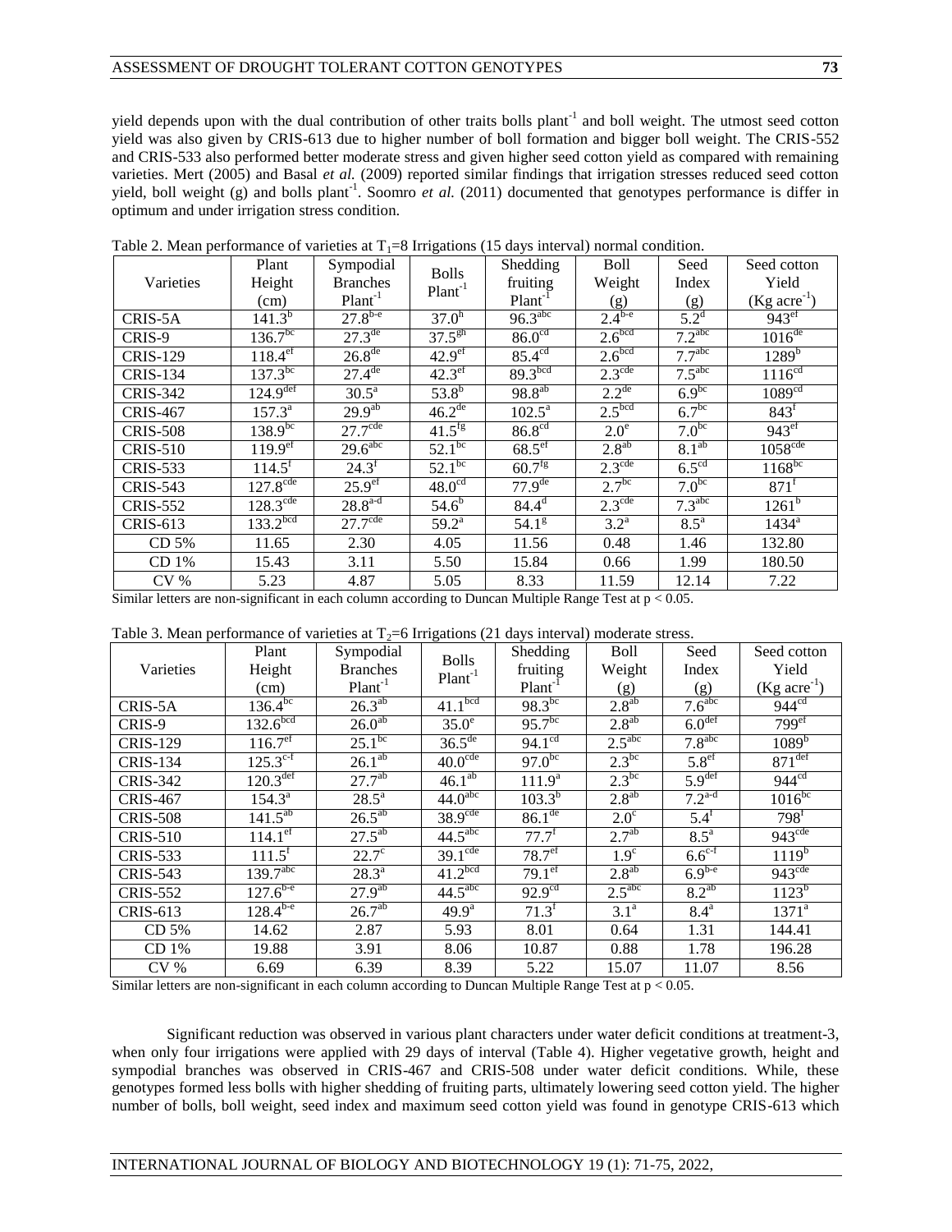yield depends upon with the dual contribution of other traits bolls plant$^{-1}$ and boll weight. The utmost seed cotton yield was also given by CRIS-613 due to higher number of boll formation and bigger boll weight. The CRIS-552 and CRIS-533 also performed better moderate stress and given higher seed cotton yield as compared with remaining varieties. Mert (2005) and Basal *et al.* (2009) reported similar findings that irrigation stresses reduced seed cotton yield, boll weight (g) and bolls plant$^{-1}$. Soomro *et al.* (2011) documented that genotypes performance is differ in optimum and under irrigation stress condition.

Table 2. Mean performance of varieties at $T_1$=8 Irrigations (15 days interval) normal condition.

| Varieties | Plant Height (cm) | Sympodial Branches Plant$^{-1}$ | Bolls Plant$^{-1}$ | Shedding fruiting Plant$^{-1}$ | Boll Weight (g) | Seed Index (g) | Seed cotton Yield (Kg acre$^{-1}$) |
|---|---|---|---|---|---|---|---|
| CRIS-5A | 141.3$^{b}$ | 27.8$^{b-e}$ | 37.0$^{h}$ | 96.3$^{abc}$ | 2.4$^{b-e}$ | 5.2$^{d}$ | 943$^{ef}$ |
| CRIS-9 | 136.7$^{bc}$ | 27.3$^{de}$ | 37.5$^{gh}$ | 86.0$^{cd}$ | 2.6$^{bcd}$ | 7.2$^{abc}$ | 1016$^{de}$ |
| CRIS-129 | 118.4$^{ef}$ | 26.8$^{de}$ | 42.9$^{ef}$ | 85.4$^{cd}$ | 2.6$^{bcd}$ | 7.7$^{abc}$ | 1289$^{b}$ |
| CRIS-134 | 137.3$^{bc}$ | 27.4$^{de}$ | 42.3$^{ef}$ | 89.3$^{bcd}$ | 2.3$^{cde}$ | 7.5$^{abc}$ | 1116$^{cd}$ |
| CRIS-342 | 124.9$^{def}$ | 30.5$^{a}$ | 53.8$^{b}$ | 98.8$^{ab}$ | 2.2$^{de}$ | 6.9$^{bc}$ | 1089$^{cd}$ |
| CRIS-467 | 157.3$^{a}$ | 29.9$^{ab}$ | 46.2$^{de}$ | 102.5$^{a}$ | 2.5$^{bcd}$ | 6.7$^{bc}$ | 843$^{f}$ |
| CRIS-508 | 138.9$^{bc}$ | 27.7$^{cde}$ | 41.5$^{fg}$ | 86.8$^{cd}$ | 2.0$^{e}$ | 7.0$^{bc}$ | 943$^{ef}$ |
| CRIS-510 | 119.9$^{ef}$ | 29.6$^{abc}$ | 52.1$^{bc}$ | 68.5$^{ef}$ | 2.8$^{ab}$ | 8.1$^{ab}$ | 1058$^{cde}$ |
| CRIS-533 | 114.5$^{f}$ | 24.3$^{f}$ | 52.1$^{bc}$ | 60.7$^{fg}$ | 2.3$^{cde}$ | 6.5$^{cd}$ | 1168$^{bc}$ |
| CRIS-543 | 127.8$^{cde}$ | 25.9$^{ef}$ | 48.0$^{cd}$ | 77.9$^{de}$ | 2.7$^{bc}$ | 7.0$^{bc}$ | 871$^{f}$ |
| CRIS-552 | 128.3$^{cde}$ | 28.8$^{a-d}$ | 54.6$^{b}$ | 84.4$^{d}$ | 2.3$^{cde}$ | 7.3$^{abc}$ | 1261$^{b}$ |
| CRIS-613 | 133.2$^{bcd}$ | 27.7$^{cde}$ | 59.2$^{a}$ | 54.1$^{g}$ | 3.2$^{a}$ | 8.5$^{a}$ | 1434$^{a}$ |
| CD 5% | 11.65 | 2.30 | 4.05 | 11.56 | 0.48 | 1.46 | 132.80 |
| CD 1% | 15.43 | 3.11 | 5.50 | 15.84 | 0.66 | 1.99 | 180.50 |
| CV % | 5.23 | 4.87 | 5.05 | 8.33 | 11.59 | 12.14 | 7.22 |

Similar letters are non-significant in each column according to Duncan Multiple Range Test at $p < 0.05$.

Table 3. Mean performance of varieties at $T_2$=6 Irrigations (21 days interval) moderate stress.

| Varieties | Plant Height (cm) | Sympodial Branches Plant$^{-1}$ | Bolls Plant$^{-1}$ | Shedding fruiting Plant$^{-1}$ | Boll Weight (g) | Seed Index (g) | Seed cotton Yield (Kg acre$^{-1}$) |
|---|---|---|---|---|---|---|---|
| CRIS-5A | 136.4$^{bc}$ | 26.3$^{ab}$ | 41.1$^{bcd}$ | 98.3$^{bc}$ | 2.8$^{ab}$ | 7.6$^{abc}$ | 944$^{cd}$ |
| CRIS-9 | 132.6$^{bcd}$ | 26.0$^{ab}$ | 35.0$^{e}$ | 95.7$^{bc}$ | 2.8$^{ab}$ | 6.0$^{def}$ | 799$^{ef}$ |
| CRIS-129 | 116.7$^{ef}$ | 25.1$^{bc}$ | 36.5$^{de}$ | 94.1$^{cd}$ | 2.5$^{abc}$ | 7.8$^{abc}$ | 1089$^{b}$ |
| CRIS-134 | 125.3$^{c-f}$ | 26.1$^{ab}$ | 40.0$^{cde}$ | 97.0$^{bc}$ | 2.3$^{bc}$ | 5.8$^{ef}$ | 871$^{def}$ |
| CRIS-342 | 120.3$^{def}$ | 27.7$^{ab}$ | 46.1$^{ab}$ | 111.9$^{a}$ | 2.3$^{bc}$ | 5.9$^{def}$ | 944$^{cd}$ |
| CRIS-467 | 154.3$^{a}$ | 28.5$^{a}$ | 44.0$^{abc}$ | 103.3$^{b}$ | 2.8$^{ab}$ | 7.2$^{a-d}$ | 1016$^{bc}$ |
| CRIS-508 | 141.5$^{ab}$ | 26.5$^{ab}$ | 38.9$^{cde}$ | 86.1$^{de}$ | 2.0$^{c}$ | 5.4$^{f}$ | 798$^{f}$ |
| CRIS-510 | 114.1$^{ef}$ | 27.5$^{ab}$ | 44.5$^{abc}$ | 77.7$^{f}$ | 2.7$^{ab}$ | 8.5$^{a}$ | 943$^{cde}$ |
| CRIS-533 | 111.5$^{f}$ | 22.7$^{c}$ | 39.1$^{cde}$ | 78.7$^{ef}$ | 1.9$^{c}$ | 6.6$^{c-f}$ | 1119$^{b}$ |
| CRIS-543 | 139.7$^{abc}$ | 28.3$^{a}$ | 41.2$^{bcd}$ | 79.1$^{ef}$ | 2.8$^{ab}$ | 6.9$^{b-e}$ | 943$^{cde}$ |
| CRIS-552 | 127.6$^{b-e}$ | 27.9$^{ab}$ | 44.5$^{abc}$ | 92.9$^{cd}$ | 2.5$^{abc}$ | 8.2$^{ab}$ | 1123$^{b}$ |
| CRIS-613 | 128.4$^{b-e}$ | 26.7$^{ab}$ | 49.9$^{a}$ | 71.3$^{f}$ | 3.1$^{a}$ | 8.4$^{a}$ | 1371$^{a}$ |
| CD 5% | 14.62 | 2.87 | 5.93 | 8.01 | 0.64 | 1.31 | 144.41 |
| CD 1% | 19.88 | 3.91 | 8.06 | 10.87 | 0.88 | 1.78 | 196.28 |
| CV % | 6.69 | 6.39 | 8.39 | 5.22 | 15.07 | 11.07 | 8.56 |

Similar letters are non-significant in each column according to Duncan Multiple Range Test at $p < 0.05$.

Significant reduction was observed in various plant characters under water deficit conditions at treatment-3, when only four irrigations were applied with 29 days of interval (Table 4). Higher vegetative growth, height and sympodial branches was observed in CRIS-467 and CRIS-508 under water deficit conditions. While, these genotypes formed less bolls with higher shedding of fruiting parts, ultimately lowering seed cotton yield. The higher number of bolls, boll weight, seed index and maximum seed cotton yield was found in genotype CRIS-613 which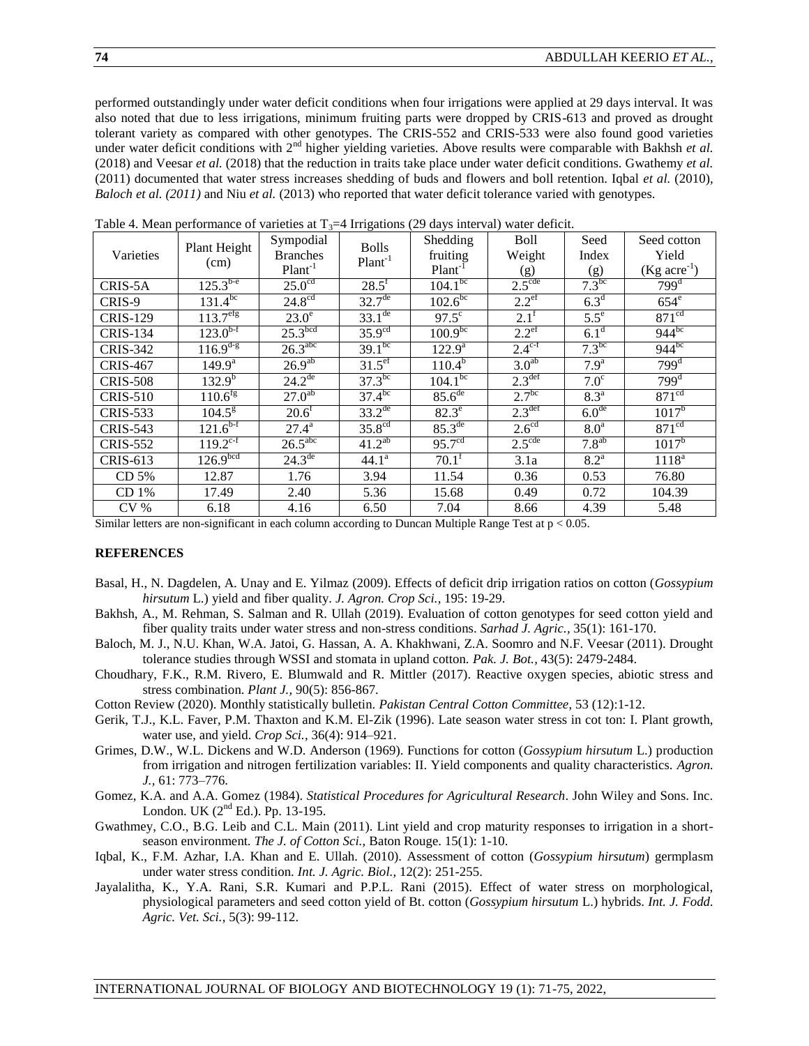performed outstandingly under water deficit conditions when four irrigations were applied at 29 days interval. It was also noted that due to less irrigations, minimum fruiting parts were dropped by CRIS-613 and proved as drought tolerant variety as compared with other genotypes. The CRIS-552 and CRIS-533 were also found good varieties under water deficit conditions with 2nd higher yielding varieties. Above results were comparable with Bakhsh *et al.* (2018) and Veesar *et al.* (2018) that the reduction in traits take place under water deficit conditions. Gwathemy *et al.* (2011) documented that water stress increases shedding of buds and flowers and boll retention. Iqbal *et al.* (2010), *Baloch et al. (2011)* and Niu *et al.* (2013) who reported that water deficit tolerance varied with genotypes.

Table 4. Mean performance of varieties at $T_3$=4 Irrigations (29 days interval) water deficit.

| Varieties | Plant Height (cm) | Sympodial Branches $Plant^{-1}$ | Bolls $Plant^{-1}$ | Shedding fruiting $Plant^{-1}$ | Boll Weight (g) | Seed Index (g) | Seed cotton Yield (Kg $acre^{-1}$) |
|---|---|---|---|---|---|---|---|
| CRIS-5A | $125.3^{b-e}$ | $25.0^{cd}$ | $28.5^{f}$ | $104.1^{bc}$ | $2.5^{cde}$ | $7.3^{bc}$ | $799^{d}$ |
| CRIS-9 | $131.4^{bc}$ | $24.8^{cd}$ | $32.7^{de}$ | $102.6^{bc}$ | $2.2^{ef}$ | $6.3^{d}$ | $654^{e}$ |
| CRIS-129 | $113.7^{efg}$ | $23.0^{e}$ | $33.1^{de}$ | $97.5^{c}$ | $2.1^{f}$ | $5.5^{e}$ | $871^{cd}$ |
| CRIS-134 | $123.0^{b-f}$ | $25.3^{bcd}$ | $35.9^{cd}$ | $100.9^{bc}$ | $2.2^{ef}$ | $6.1^{d}$ | $944^{bc}$ |
| CRIS-342 | $116.9^{d-g}$ | $26.3^{abc}$ | $39.1^{bc}$ | $122.9^{a}$ | $2.4^{c-f}$ | $7.3^{bc}$ | $944^{bc}$ |
| CRIS-467 | $149.9^{a}$ | $26.9^{ab}$ | $31.5^{ef}$ | $110.4^{b}$ | $3.0^{ab}$ | $7.9^{a}$ | $799^{d}$ |
| CRIS-508 | $132.9^{b}$ | $24.2^{de}$ | $37.3^{bc}$ | $104.1^{bc}$ | $2.3^{def}$ | $7.0^{c}$ | $799^{d}$ |
| CRIS-510 | $110.6^{fg}$ | $27.0^{ab}$ | $37.4^{bc}$ | $85.6^{de}$ | $2.7^{bc}$ | $8.3^{a}$ | $871^{cd}$ |
| CRIS-533 | $104.5^{g}$ | $20.6^{f}$ | $33.2^{de}$ | $82.3^{e}$ | $2.3^{def}$ | $6.0^{de}$ | $1017^{b}$ |
| CRIS-543 | $121.6^{b-f}$ | $27.4^{a}$ | $35.8^{cd}$ | $85.3^{de}$ | $2.6^{cd}$ | $8.0^{a}$ | $871^{cd}$ |
| CRIS-552 | $119.2^{c-f}$ | $26.5^{abc}$ | $41.2^{ab}$ | $95.7^{cd}$ | $2.5^{cde}$ | $7.8^{ab}$ | $1017^{b}$ |
| CRIS-613 | $126.9^{bcd}$ | $24.3^{de}$ | $44.1^{a}$ | $70.1^{f}$ | 3.1a | $8.2^{a}$ | $1118^{a}$ |
| CD 5% | 12.87 | 1.76 | 3.94 | 11.54 | 0.36 | 0.53 | 76.80 |
| CD 1% | 17.49 | 2.40 | 5.36 | 15.68 | 0.49 | 0.72 | 104.39 |
| CV % | 6.18 | 4.16 | 6.50 | 7.04 | 8.66 | 4.39 | 5.48 |

Similar letters are non-significant in each column according to Duncan Multiple Range Test at $p < 0.05$.

## REFERENCES

Basal, H., N. Dagdelen, A. Unay and E. Yilmaz (2009). Effects of deficit drip irrigation ratios on cotton (*Gossypium hirsutum* L.) yield and fiber quality. *J. Agron. Crop Sci.*, 195: 19-29.

Bakhsh, A., M. Rehman, S. Salman and R. Ullah (2019). Evaluation of cotton genotypes for seed cotton yield and fiber quality traits under water stress and non-stress conditions. *Sarhad J. Agric.,* 35(1): 161-170.

Baloch, M. J., N.U. Khan, W.A. Jatoi, G. Hassan, A. A. Khakhwani, Z.A. Soomro and N.F. Veesar (2011). Drought tolerance studies through WSSI and stomata in upland cotton. *Pak. J. Bot.*, 43(5): 2479-2484.

Choudhary, F.K., R.M. Rivero, E. Blumwald and R. Mittler (2017). Reactive oxygen species, abiotic stress and stress combination. *Plant J.,* 90(5): 856-867.

Cotton Review (2020). Monthly statistically bulletin. *Pakistan Central Cotton Committee*, 53 (12):1-12.

Gerik, T.J., K.L. Faver, P.M. Thaxton and K.M. El-Zik (1996). Late season water stress in cot ton: I. Plant growth, water use, and yield. *Crop Sci.,* 36(4): 914–921.

Grimes, D.W., W.L. Dickens and W.D. Anderson (1969). Functions for cotton (*Gossypium hirsutum* L.) production from irrigation and nitrogen fertilization variables: II. Yield components and quality characteristics. *Agron. J.,* 61: 773–776.

Gomez, K.A. and A.A. Gomez (1984). *Statistical Procedures for Agricultural Research*. John Wiley and Sons. Inc. London. UK (2nd Ed.). Pp. 13-195.

Gwathmey, C.O., B.G. Leib and C.L. Main (2011). Lint yield and crop maturity responses to irrigation in a short-season environment. *The J. of Cotton Sci.,* Baton Rouge. 15(1): 1-10.

Iqbal, K., F.M. Azhar, I.A. Khan and E. Ullah. (2010). Assessment of cotton (*Gossypium hirsutum*) germplasm under water stress condition. *Int. J. Agric. Biol.,* 12(2): 251-255.

Jayalalitha, K., Y.A. Rani, S.R. Kumari and P.P.L. Rani (2015). Effect of water stress on morphological, physiological parameters and seed cotton yield of Bt. cotton (*Gossypium hirsutum* L.) hybrids. *Int. J. Fodd. Agric. Vet. Sci.,* 5(3): 99-112.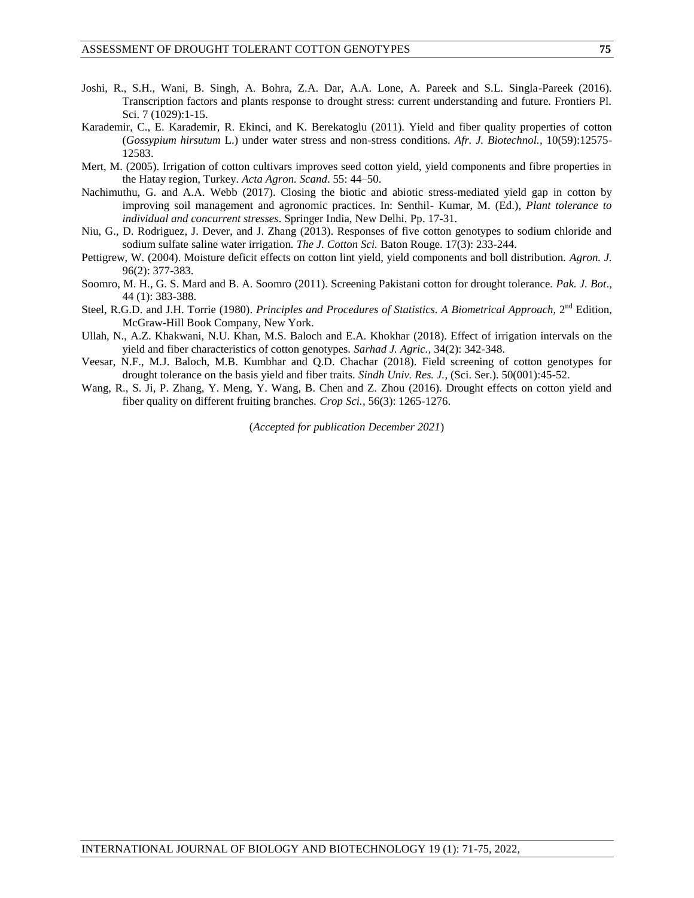Joshi, R., S.H., Wani, B. Singh, A. Bohra, Z.A. Dar, A.A. Lone, A. Pareek and S.L. Singla-Pareek (2016). Transcription factors and plants response to drought stress: current understanding and future. Frontiers Pl. Sci. 7 (1029):1-15.

Karademir, C., E. Karademir, R. Ekinci, and K. Berekatoglu (2011). Yield and fiber quality properties of cotton (*Gossypium hirsutum* L.) under water stress and non-stress conditions. *Afr. J. Biotechnol.*, 10(59):12575-12583.

Mert, M. (2005). Irrigation of cotton cultivars improves seed cotton yield, yield components and fibre properties in the Hatay region, Turkey. *Acta Agron. Scand*. 55: 44–50.

Nachimuthu, G. and A.A. Webb (2017). Closing the biotic and abiotic stress-mediated yield gap in cotton by improving soil management and agronomic practices. In: Senthil- Kumar, M. (Ed.), *Plant tolerance to individual and concurrent stresses*. Springer India, New Delhi. Pp. 17-31.

Niu, G., D. Rodriguez, J. Dever, and J. Zhang (2013). Responses of five cotton genotypes to sodium chloride and sodium sulfate saline water irrigation. *The J. Cotton Sci.* Baton Rouge. 17(3): 233-244.

Pettigrew, W. (2004). Moisture deficit effects on cotton lint yield, yield components and boll distribution. *Agron. J.* 96(2): 377-383.

Soomro, M. H., G. S. Mard and B. A. Soomro (2011). Screening Pakistani cotton for drought tolerance. *Pak. J. Bot*., 44 (1): 383-388.

Steel, R.G.D. and J.H. Torrie (1980). *Principles and Procedures of Statistics*. *A Biometrical Approach,* 2nd Edition, McGraw-Hill Book Company, New York.

Ullah, N., A.Z. Khakwani, N.U. Khan, M.S. Baloch and E.A. Khokhar (2018). Effect of irrigation intervals on the yield and fiber characteristics of cotton genotypes. *Sarhad J. Agric.*, 34(2): 342-348.

Veesar, N.F., M.J. Baloch, M.B. Kumbhar and Q.D. Chachar (2018). Field screening of cotton genotypes for drought tolerance on the basis yield and fiber traits. *Sindh Univ. Res. J.,* (Sci. Ser.). 50(001):45-52.

Wang, R., S. Ji, P. Zhang, Y. Meng, Y. Wang, B. Chen and Z. Zhou (2016). Drought effects on cotton yield and fiber quality on different fruiting branches. *Crop Sci.*, 56(3): 1265-1276.

(*Accepted for publication December 2021*)